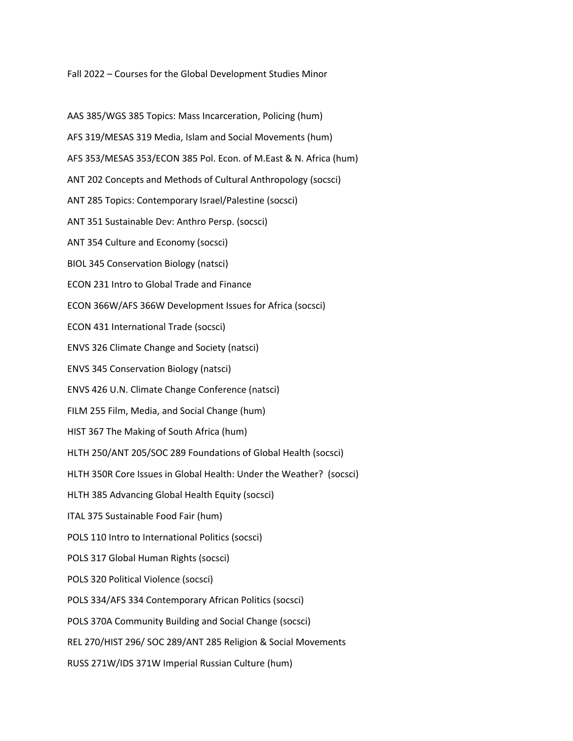Fall 2022 – Courses for the Global Development Studies Minor

AAS 385/WGS 385 Topics: Mass Incarceration, Policing (hum)

AFS 319/MESAS 319 Media, Islam and Social Movements (hum)

AFS 353/MESAS 353/ECON 385 Pol. Econ. of M.East & N. Africa (hum)

ANT 202 Concepts and Methods of Cultural Anthropology (socsci)

ANT 285 Topics: Contemporary Israel/Palestine (socsci)

ANT 351 Sustainable Dev: Anthro Persp. (socsci)

ANT 354 Culture and Economy (socsci)

BIOL 345 Conservation Biology (natsci)

ECON 231 Intro to Global Trade and Finance

ECON 366W/AFS 366W Development Issues for Africa (socsci)

ECON 431 International Trade (socsci)

ENVS 326 Climate Change and Society (natsci)

ENVS 345 Conservation Biology (natsci)

ENVS 426 U.N. Climate Change Conference (natsci)

FILM 255 Film, Media, and Social Change (hum)

HIST 367 The Making of South Africa (hum)

HLTH 250/ANT 205/SOC 289 Foundations of Global Health (socsci)

HLTH 350R Core Issues in Global Health: Under the Weather? (socsci)

HLTH 385 Advancing Global Health Equity (socsci)

ITAL 375 Sustainable Food Fair (hum)

POLS 110 Intro to International Politics (socsci)

POLS 317 Global Human Rights (socsci)

POLS 320 Political Violence (socsci)

POLS 334/AFS 334 Contemporary African Politics (socsci)

POLS 370A Community Building and Social Change (socsci)

REL 270/HIST 296/ SOC 289/ANT 285 Religion & Social Movements

RUSS 271W/IDS 371W Imperial Russian Culture (hum)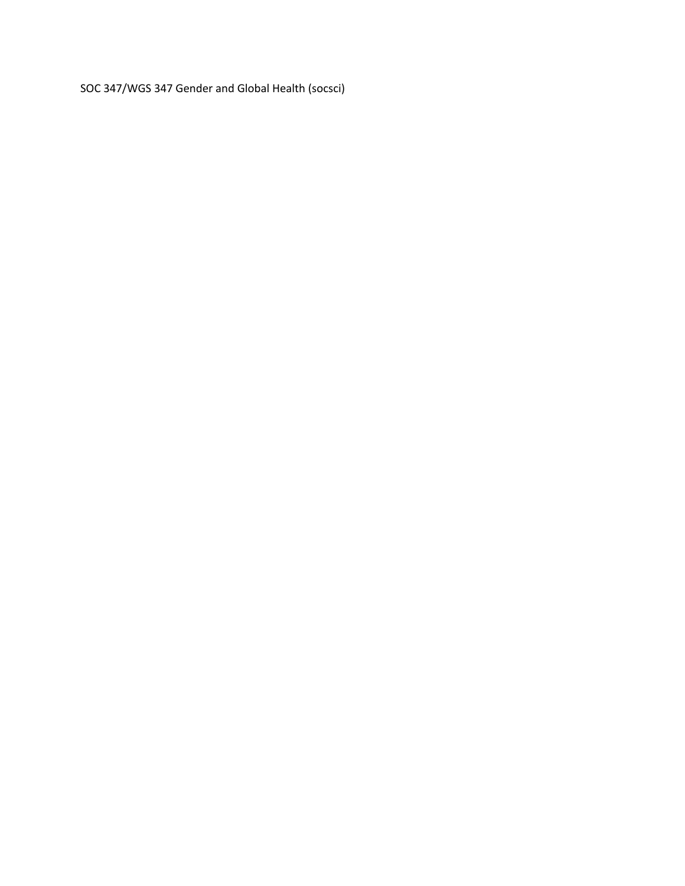SOC 347/WGS 347 Gender and Global Health (socsci)